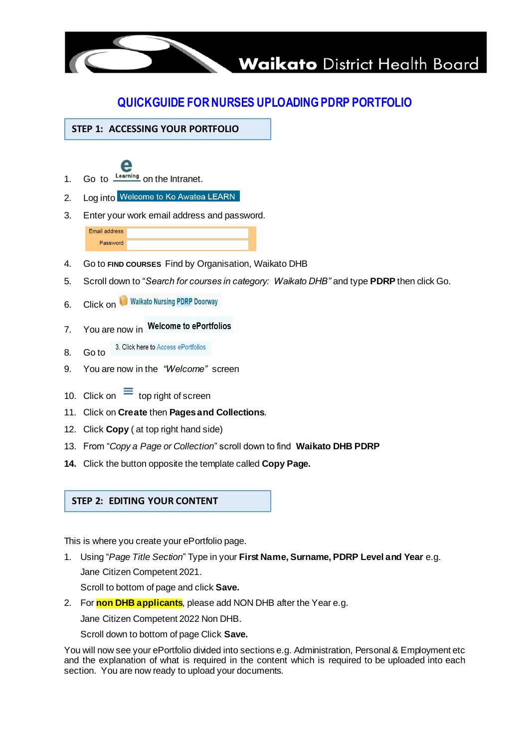Waikato District Health Board

# QUICKGUIDE FOR NURSES UPLOADING PDRP PORTFOLIO

## STEP 1: ACCESSING YOUR PORTFOLIO

1. Go to e Learning on the Intranet.
2. Log into Welcome to Ko Awatea LEARN
3. Enter your work email address and password.

   Email address
   Password

4. Go to **FIND COURSES** Find by Organisation, Waikato DHB
5. Scroll down to "*Search for courses in category: Waikato DHB*" and type **PDRP** then click Go.
6. Click on Waikato Nursing PDRP Doorway
7. You are now in **Welcome to ePortfolios**
8. Go to 3. Click here to Access ePortfolios
9. You are now in the *"Welcome"* screen
10. Click on ≡ top right of screen
11. Click on **Create** then **Pages and Collections**.
12. Click **Copy** ( at top right hand side)
13. From "*Copy a Page or Collection*" scroll down to find **Waikato DHB PDRP**
14. Click the button opposite the template called **Copy Page.**

## STEP 2: EDITING YOUR CONTENT

This is where you create your ePortfolio page.

1. Using "*Page Title Section*" Type in your **First Name, Surname, PDRP Level and Year** e.g.

   Jane Citizen Competent 2021.

   Scroll to bottom of page and click **Save.**

2. For **non DHB applicants**, please add NON DHB after the Year e.g.

   Jane Citizen Competent 2022 Non DHB.

   Scroll down to bottom of page Click **Save.**

You will now see your ePortfolio divided into sections e.g. Administration, Personal & Employment etc and the explanation of what is required in the content which is required to be uploaded into each section. You are now ready to upload your documents.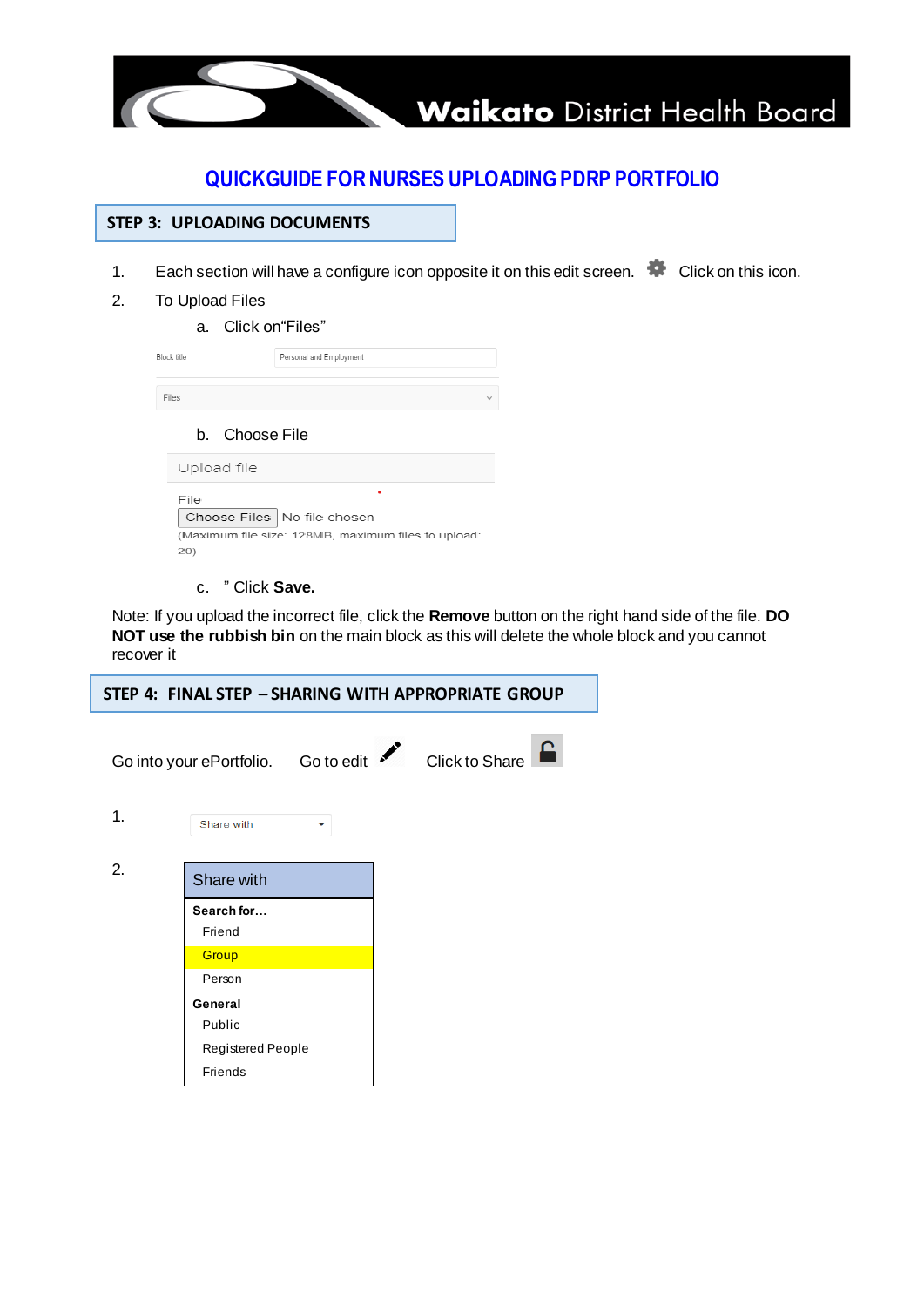Waikato District Health Board

# QUICKGUIDE FOR NURSES UPLOADING PDRP PORTFOLIO

## STEP 3: UPLOADING DOCUMENTS

1. Each section will have a configure icon opposite it on this edit screen. Click on this icon.
2. To Upload Files
   a. Click on "Files"

      Block title — Personal and Employment

      Files

   b. Choose File

      Upload file

      File

      Choose Files No file chosen

      (Maximum file size: 128MB, maximum files to upload: 20)

   c. " Click **Save.**

Note: If you upload the incorrect file, click the **Remove** button on the right hand side of the file. **DO NOT use the rubbish bin** on the main block as this will delete the whole block and you cannot recover it

## STEP 4: FINAL STEP – SHARING WITH APPROPRIATE GROUP

Go into your ePortfolio. Go to edit Click to Share

1. Share with

2. Share with

   **Search for…**
   - Friend
   - Group
   - Person

   **General**
   - Public
   - Registered People
   - Friends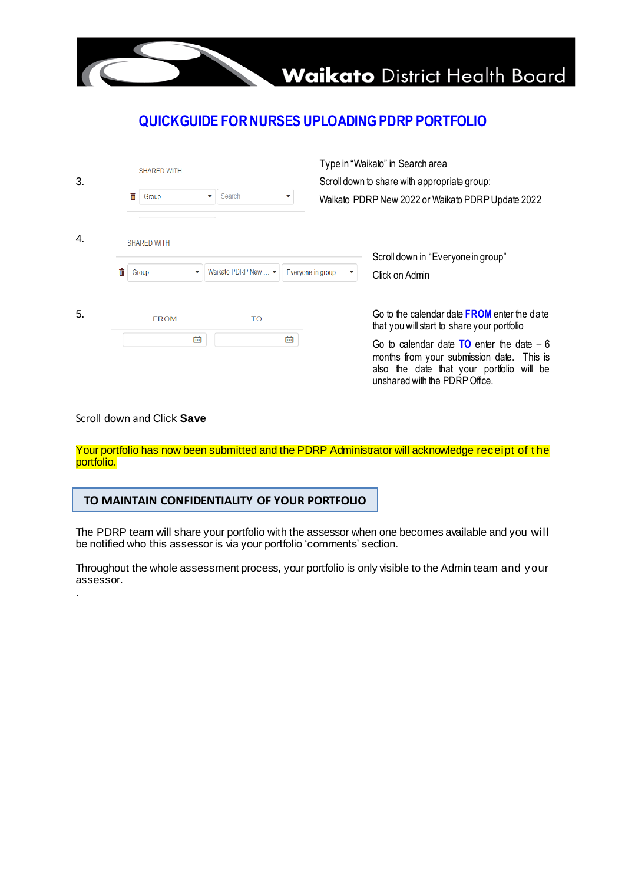## QUICKGUIDE FOR NURSES UPLOADING PDRP PORTFOLIO

3.

SHARED WITH

Group | Search

Type in "Waikato" in Search area

Scroll down to share with appropriate group:

Waikato PDRP New 2022 or Waikato PDRP Update 2022

4.

SHARED WITH

Group | Waikato PDRP New ... | Everyone in group

Scroll down in "Everyone in group"

Click on Admin

5.

FROM | TO

Go to the calendar date **FROM** enter the date that you will start to share your portfolio

Go to calendar date **TO** enter the date – 6 months from your submission date. This is also the date that your portfolio will be unshared with the PDRP Office.

Scroll down and Click **Save**

Your portfolio has now been submitted and the PDRP Administrator will acknowledge receipt of the portfolio.

### TO MAINTAIN CONFIDENTIALITY OF YOUR PORTFOLIO

The PDRP team will share your portfolio with the assessor when one becomes available and you will be notified who this assessor is via your portfolio 'comments' section.

Throughout the whole assessment process, your portfolio is only visible to the Admin team and your assessor.

.